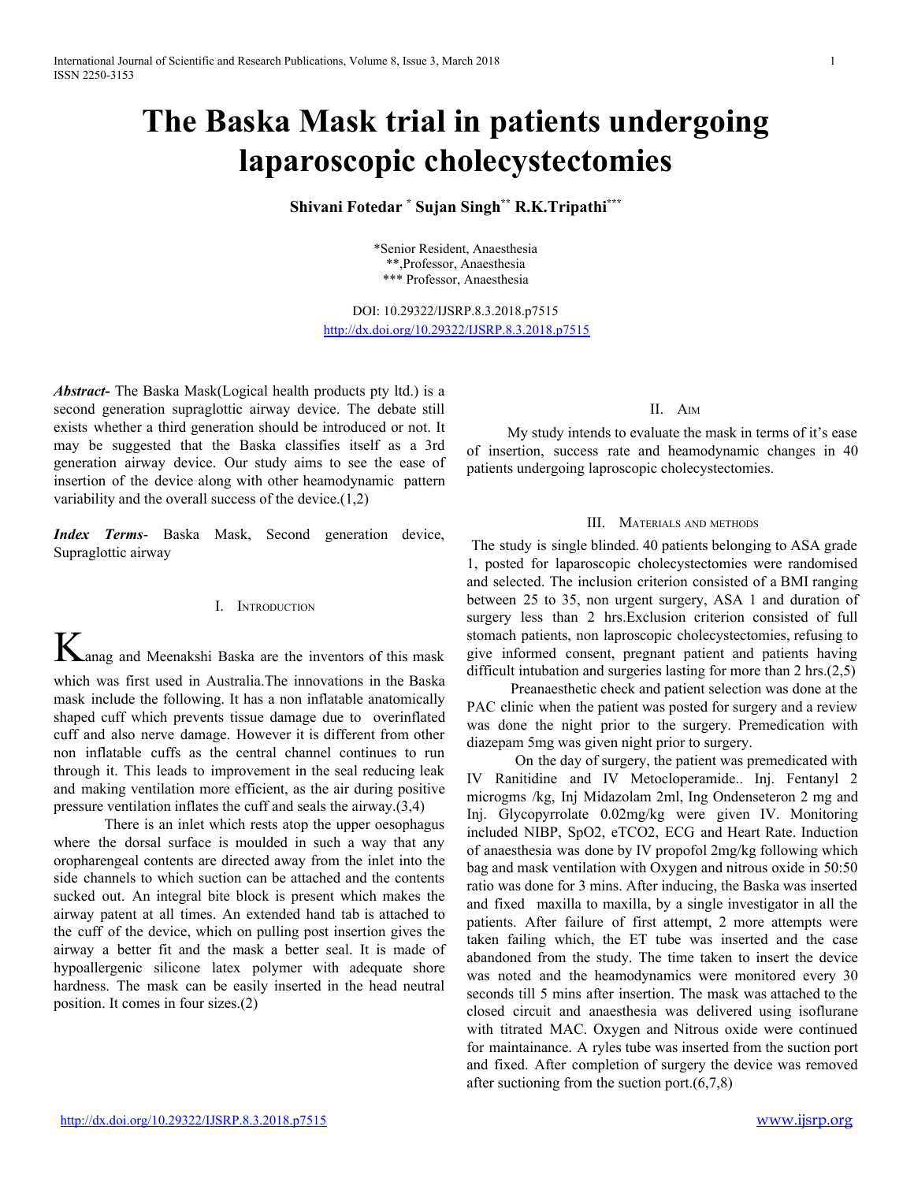# The Baska Mask trial in patients undergoing laparoscopic cholecystectomies

**Shivani Fotedar [*] Sujan Singh[**] R.K.Tripathi[***]**

*Senior Resident, Anaesthesia
**,Professor, Anaesthesia
*** Professor, Anaesthesia

DOI: 10.29322/IJSRP.8.3.2018.p7515
http://dx.doi.org/10.29322/IJSRP.8.3.2018.p7515

***Abstract*-** The Baska Mask(Logical health products pty ltd.) is a second generation supraglottic airway device. The debate still exists whether a third generation should be introduced or not. It may be suggested that the Baska classifies itself as a 3rd generation airway device. Our study aims to see the ease of insertion of the device along with other heamodynamic pattern variability and the overall success of the device.(1,2)

***Index Terms*-** Baska Mask, Second generation device, Supraglottic airway

## I. Introduction

Kanag and Meenakshi Baska are the inventors of this mask which was first used in Australia.The innovations in the Baska mask include the following. It has a non inflatable anatomically shaped cuff which prevents tissue damage due to overinflated cuff and also nerve damage. However it is different from other non inflatable cuffs as the central channel continues to run through it. This leads to improvement in the seal reducing leak and making ventilation more efficient, as the air during positive pressure ventilation inflates the cuff and seals the airway.(3,4)

There is an inlet which rests atop the upper oesophagus where the dorsal surface is moulded in such a way that any oropharengeal contents are directed away from the inlet into the side channels to which suction can be attached and the contents sucked out. An integral bite block is present which makes the airway patent at all times. An extended hand tab is attached to the cuff of the device, which on pulling post insertion gives the airway a better fit and the mask a better seal. It is made of hypoallergenic silicone latex polymer with adequate shore hardness. The mask can be easily inserted in the head neutral position. It comes in four sizes.(2)

## II. Aim

My study intends to evaluate the mask in terms of it's ease of insertion, success rate and heamodynamic changes in 40 patients undergoing laproscopic cholecystectomies.

## III. Materials and methods

The study is single blinded. 40 patients belonging to ASA grade 1, posted for laparoscopic cholecystectomies were randomised and selected. The inclusion criterion consisted of a BMI ranging between 25 to 35, non urgent surgery, ASA 1 and duration of surgery less than 2 hrs.Exclusion criterion consisted of full stomach patients, non laproscopic cholecystectomies, refusing to give informed consent, pregnant patient and patients having difficult intubation and surgeries lasting for more than 2 hrs.(2,5)

Preanaesthetic check and patient selection was done at the PAC clinic when the patient was posted for surgery and a review was done the night prior to the surgery. Premedication with diazepam 5mg was given night prior to surgery.

On the day of surgery, the patient was premedicated with IV Ranitidine and IV Metocloperamide.. Inj. Fentanyl 2 microgms /kg, Inj Midazolam 2ml, Ing Ondenseteron 2 mg and Inj. Glycopyrrolate 0.02mg/kg were given IV. Monitoring included NIBP, SpO2, eTCO2, ECG and Heart Rate. Induction of anaesthesia was done by IV propofol 2mg/kg following which bag and mask ventilation with Oxygen and nitrous oxide in 50:50 ratio was done for 3 mins. After inducing, the Baska was inserted and fixed maxilla to maxilla, by a single investigator in all the patients. After failure of first attempt, 2 more attempts were taken failing which, the ET tube was inserted and the case abandoned from the study. The time taken to insert the device was noted and the heamodynamics were monitored every 30 seconds till 5 mins after insertion. The mask was attached to the closed circuit and anaesthesia was delivered using isoflurane with titrated MAC. Oxygen and Nitrous oxide were continued for maintainance. A ryles tube was inserted from the suction port and fixed. After completion of surgery the device was removed after suctioning from the suction port.(6,7,8)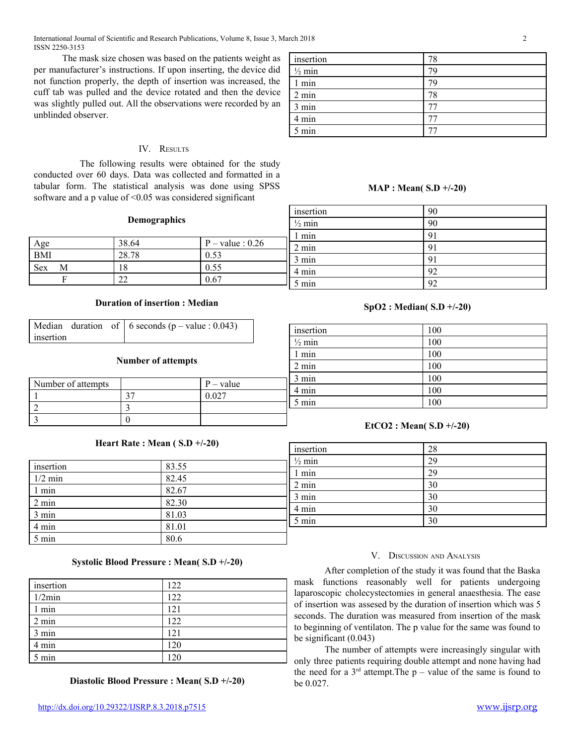The mask size chosen was based on the patients weight as per manufacturer's instructions. If upon inserting, the device did not function properly, the depth of insertion was increased, the cuff tab was pulled and the device rotated and then the device was slightly pulled out. All the observations were recorded by an unblinded observer.

## IV. Results

The following results were obtained for the study conducted over 60 days. Data was collected and formatted in a tabular form. The statistical analysis was done using SPSS software and a p value of <0.05 was considered significant

**Demographics**

| | | |
|---|---|---|
| Age | 38.64 | P – value : 0.26 |
| BMI | 28.78 | 0.53 |
| Sex M | 18 | 0.55 |
| F | 22 | 0.67 |

**Duration of insertion : Median**

| | |
|---|---|
| Median duration of insertion | 6 seconds (p – value : 0.043) |

**Number of attempts**

| Number of attempts | | P – value |
|---|---|---|
| 1 | 37 | 0.027 |
| 2 | 3 | |
| 3 | 0 | |

**Heart Rate : Mean ( S.D +/-20)**

| | |
|---|---|
| insertion | 83.55 |
| 1/2 min | 82.45 |
| 1 min | 82.67 |
| 2 min | 82.30 |
| 3 min | 81.03 |
| 4 min | 81.01 |
| 5 min | 80.6 |

**Systolic Blood Pressure : Mean( S.D +/-20)**

| | |
|---|---|
| insertion | 122 |
| 1/2min | 122 |
| 1 min | 121 |
| 2 min | 122 |
| 3 min | 121 |
| 4 min | 120 |
| 5 min | 120 |

**Diastolic Blood Pressure : Mean( S.D +/-20)**

| | |
|---|---|
| insertion | 78 |
| ½ min | 79 |
| 1 min | 79 |
| 2 min | 78 |
| 3 min | 77 |
| 4 min | 77 |
| 5 min | 77 |

**MAP : Mean( S.D +/-20)**

| | |
|---|---|
| insertion | 90 |
| ½ min | 90 |
| 1 min | 91 |
| 2 min | 91 |
| 3 min | 91 |
| 4 min | 92 |
| 5 min | 92 |

**SpO2 : Median( S.D +/-20)**

| | |
|---|---|
| insertion | 100 |
| ½ min | 100 |
| 1 min | 100 |
| 2 min | 100 |
| 3 min | 100 |
| 4 min | 100 |
| 5 min | 100 |

**EtCO2 : Mean( S.D +/-20)**

| | |
|---|---|
| insertion | 28 |
| ½ min | 29 |
| 1 min | 29 |
| 2 min | 30 |
| 3 min | 30 |
| 4 min | 30 |
| 5 min | 30 |

## V. Discussion and Analysis

After completion of the study it was found that the Baska mask functions reasonably well for patients undergoing laparoscopic cholecystectomies in general anaesthesia. The ease of insertion was assesed by the duration of insertion which was 5 seconds. The duration was measured from insertion of the mask to beginning of ventilaton. The p value for the same was found to be significant (0.043)

The number of attempts were increasingly singular with only three patients requiring double attempt and none having had the need for a 3rd attempt.The p – value of the same is found to be 0.027.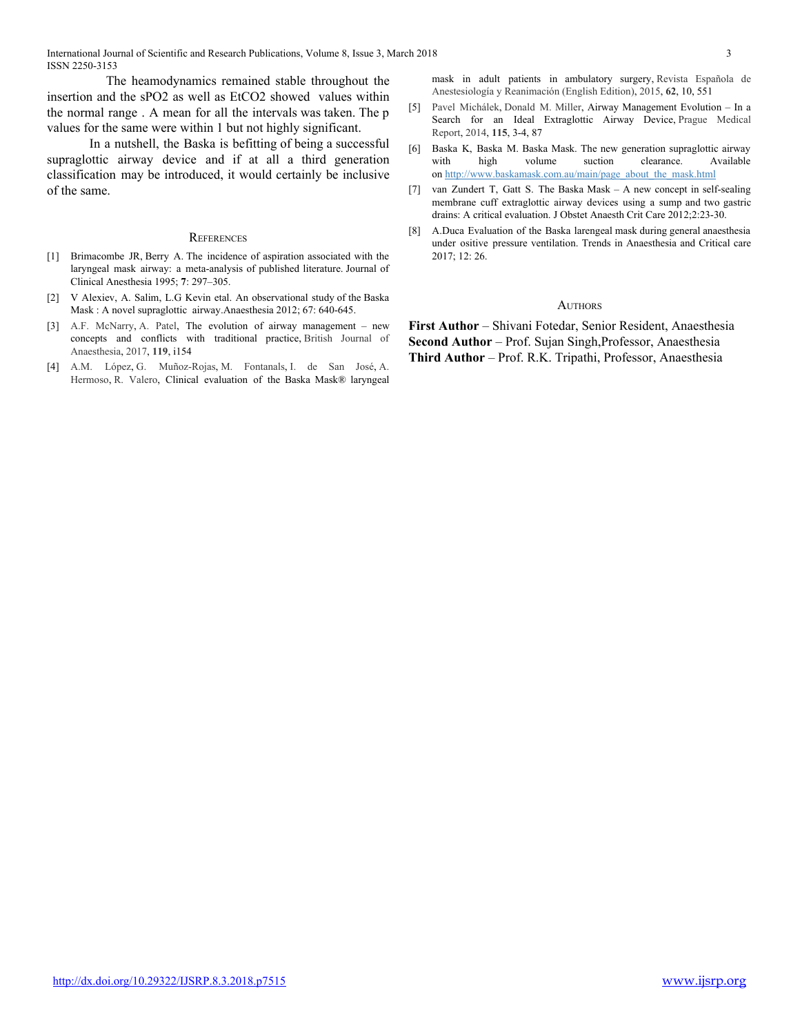The heamodynamics remained stable throughout the insertion and the sPO2 as well as EtCO2 showed values within the normal range . A mean for all the intervals was taken. The p values for the same were within 1 but not highly significant.

In a nutshell, the Baska is befitting of being a successful supraglottic airway device and if at all a third generation classification may be introduced, it would certainly be inclusive of the same.

## References

[1] Brimacombe JR, Berry A. The incidence of aspiration associated with the laryngeal mask airway: a meta-analysis of published literature. Journal of Clinical Anesthesia 1995; **7**: 297–305.

[2] V Alexiev, A. Salim, L.G Kevin etal. An observational study of the Baska Mask : A novel supraglottic airway.Anaesthesia 2012; 67: 640-645.

[3] A.F. McNarry, A. Patel, The evolution of airway management – new concepts and conflicts with traditional practice, British Journal of Anaesthesia, 2017, **119**, i154

[4] A.M. López, G. Muñoz-Rojas, M. Fontanals, I. de San José, A. Hermoso, R. Valero, Clinical evaluation of the Baska Mask® laryngeal mask in adult patients in ambulatory surgery, Revista Española de Anestesiología y Reanimación (English Edition), 2015, **62**, 10, 551

[5] Pavel Michálek, Donald M. Miller, Airway Management Evolution – In a Search for an Ideal Extraglottic Airway Device, Prague Medical Report, 2014, **115**, 3-4, 87

[6] Baska K, Baska M. Baska Mask. The new generation supraglottic airway with high volume suction clearance. Available on http://www.baskamask.com.au/main/page_about_the_mask.html

[7] van Zundert T, Gatt S. The Baska Mask – A new concept in self-sealing membrane cuff extraglottic airway devices using a sump and two gastric drains: A critical evaluation. J Obstet Anaesth Crit Care 2012;2:23-30.

[8] A.Duca Evaluation of the Baska larengeal mask during general anaesthesia under ositive pressure ventilation. Trends in Anaesthesia and Critical care 2017; 12: 26.

## Authors

**First Author** – Shivani Fotedar, Senior Resident, Anaesthesia
**Second Author** – Prof. Sujan Singh,Professor, Anaesthesia
**Third Author** – Prof. R.K. Tripathi, Professor, Anaesthesia